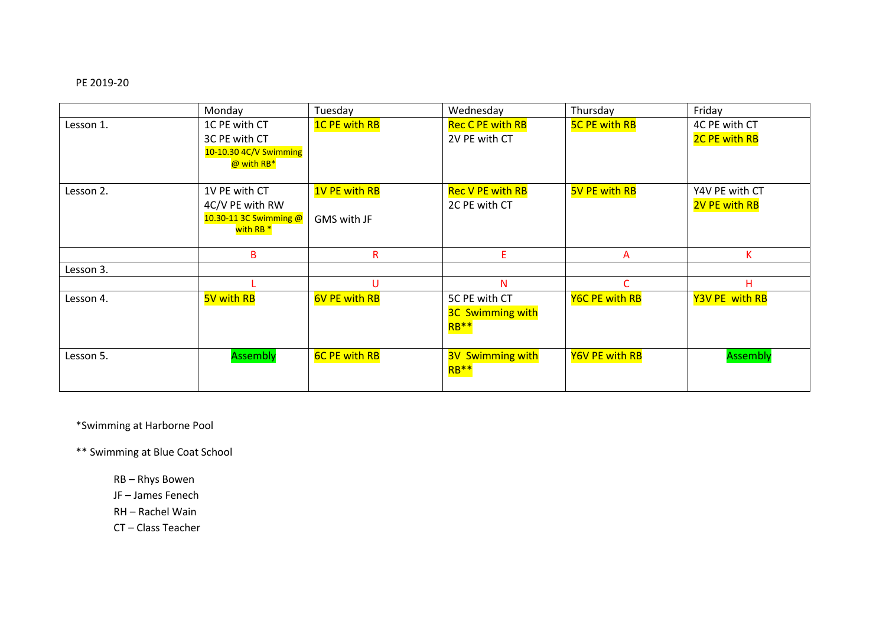PE 2019-20

| | Monday | Tuesday | Wednesday | Thursday | Friday |
|---|---|---|---|---|---|
| Lesson 1. | 1C PE with CT<br>3C PE with CT<br>10-10.30 4C/V Swimming @ with RB* | 1C PE with RB | Rec C PE with RB<br>2V PE with CT | 5C PE with RB | 4C PE with CT<br>2C PE with RB |
| Lesson 2. | 1V PE with CT<br>4C/V PE with RW<br>10.30-11 3C Swimming @ with RB * | 1V PE with RB<br><br>GMS with JF | Rec V PE with RB<br>2C PE with CT | 5V PE with RB | Y4V PE with CT<br>2V PE with RB |
| | B | R | E | A | K |
| Lesson 3. | | | | | |
| | L | U | N | C | H |
| Lesson 4. | 5V with RB | 6V PE with RB | 5C PE with CT<br>3C Swimming with RB** | Y6C PE with RB | Y3V PE with RB |
| Lesson 5. | Assembly | 6C PE with RB | 3V Swimming with RB** | Y6V PE with RB | Assembly |

*Swimming at Harborne Pool

** Swimming at Blue Coat School

RB – Rhys Bowen
JF – James Fenech
RH – Rachel Wain
CT – Class Teacher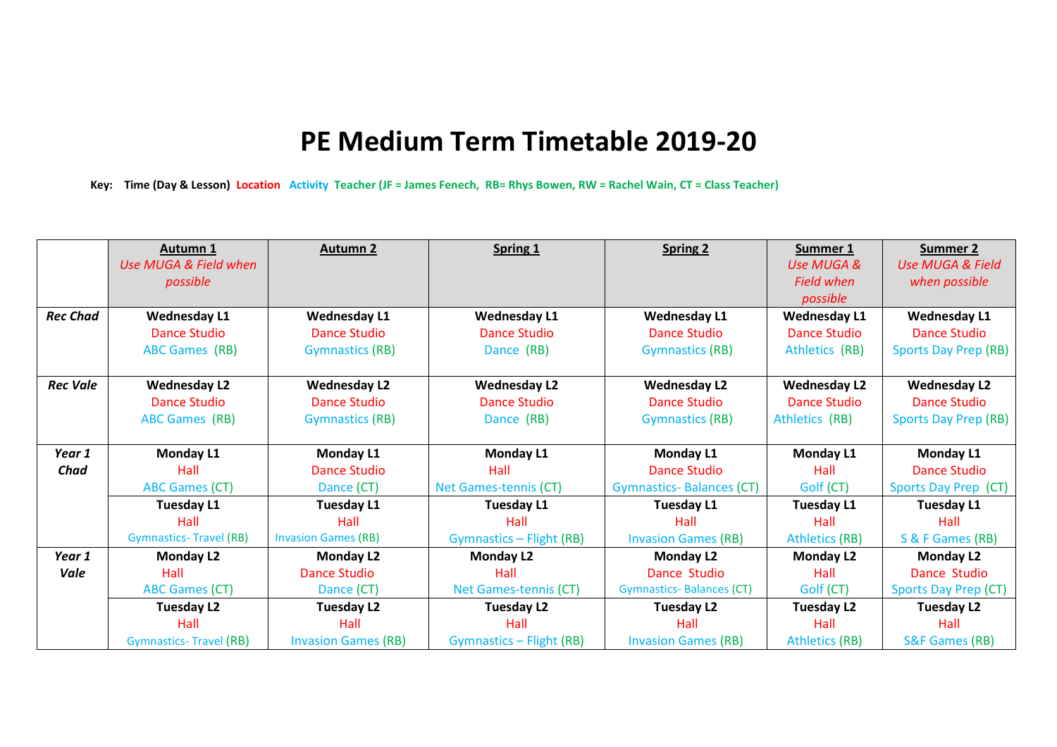# PE Medium Term Timetable 2019-20

**Key: Time (Day & Lesson) Location Activity Teacher (JF = James Fenech, RB= Rhys Bowen, RW = Rachel Wain, CT = Class Teacher)**

| | **Autumn 1** *Use MUGA & Field when possible* | **Autumn 2** | **Spring 1** | **Spring 2** | **Summer 1** *Use MUGA & Field when possible* | **Summer 2** *Use MUGA & Field when possible* |
|---|---|---|---|---|---|---|
| ***Rec Chad*** | **Wednesday L1** Dance Studio ABC Games (RB) | **Wednesday L1** Dance Studio Gymnastics (RB) | **Wednesday L1** Dance Studio Dance (RB) | **Wednesday L1** Dance Studio Gymnastics (RB) | **Wednesday L1** Dance Studio Athletics (RB) | **Wednesday L1** Dance Studio Sports Day Prep (RB) |
| ***Rec Vale*** | **Wednesday L2** Dance Studio ABC Games (RB) | **Wednesday L2** Dance Studio Gymnastics (RB) | **Wednesday L2** Dance Studio Dance (RB) | **Wednesday L2** Dance Studio Gymnastics (RB) | **Wednesday L2** Dance Studio Athletics (RB) | **Wednesday L2** Dance Studio Sports Day Prep (RB) |
| ***Year 1 Chad*** | **Monday L1** Hall ABC Games (CT) | **Monday L1** Dance Studio Dance (CT) | **Monday L1** Hall Net Games-tennis (CT) | **Monday L1** Dance Studio Gymnastics- Balances (CT) | **Monday L1** Hall Golf (CT) | **Monday L1** Dance Studio Sports Day Prep (CT) |
| | **Tuesday L1** Hall Gymnastics- Travel (RB) | **Tuesday L1** Hall Invasion Games (RB) | **Tuesday L1** Hall Gymnastics – Flight (RB) | **Tuesday L1** Hall Invasion Games (RB) | **Tuesday L1** Hall Athletics (RB) | **Tuesday L1** Hall S & F Games (RB) |
| ***Year 1 Vale*** | **Monday L2** Hall ABC Games (CT) | **Monday L2** Dance Studio Dance (CT) | **Monday L2** Hall Net Games-tennis (CT) | **Monday L2** Dance Studio Gymnastics- Balances (CT) | **Monday L2** Hall Golf (CT) | **Monday L2** Dance Studio Sports Day Prep (CT) |
| | **Tuesday L2** Hall Gymnastics- Travel (RB) | **Tuesday L2** Hall Invasion Games (RB) | **Tuesday L2** Hall Gymnastics – Flight (RB) | **Tuesday L2** Hall Invasion Games (RB) | **Tuesday L2** Hall Athletics (RB) | **Tuesday L2** Hall S&F Games (RB) |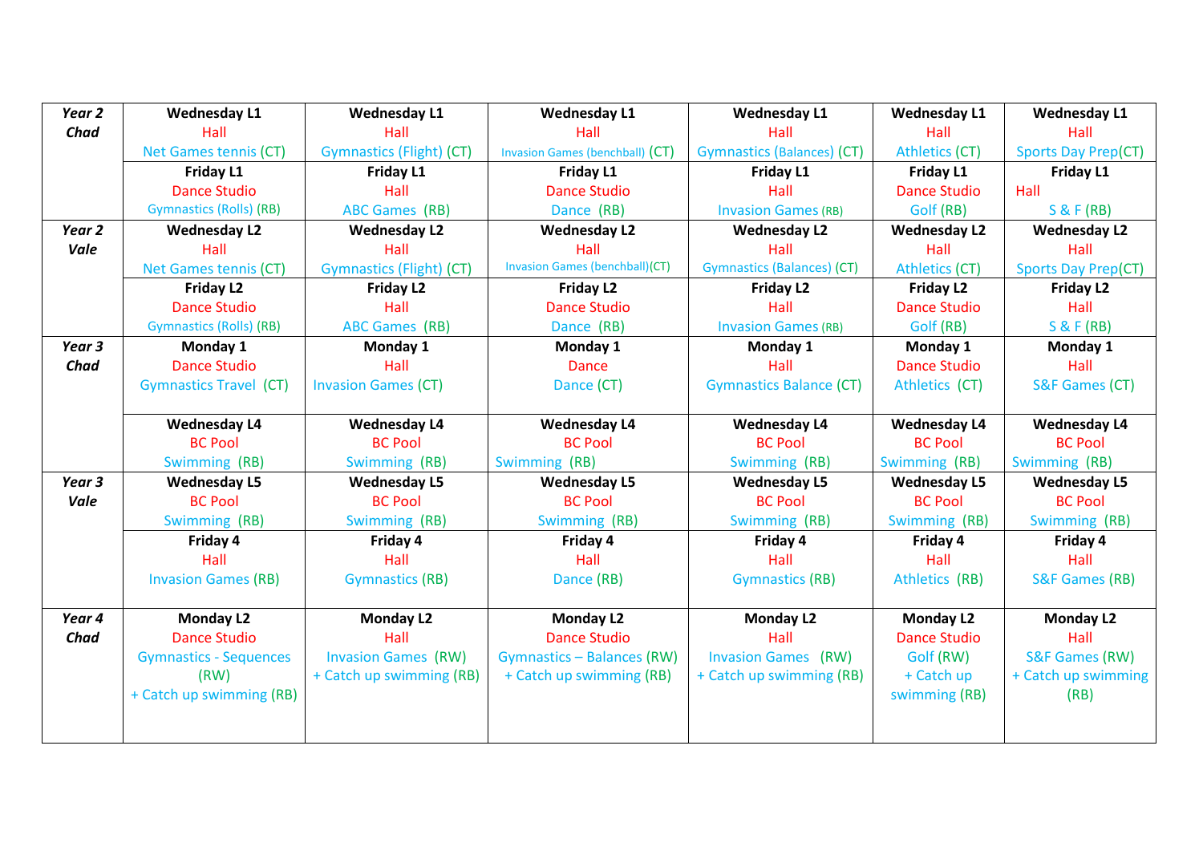| *Year 2 Chad* | **Wednesday L1** Hall Net Games tennis (CT) | **Wednesday L1** Hall Gymnastics (Flight) (CT) | **Wednesday L1** Hall Invasion Games (benchball) (CT) | **Wednesday L1** Hall Gymnastics (Balances) (CT) | **Wednesday L1** Hall Athletics (CT) | **Wednesday L1** Hall Sports Day Prep(CT) |
|---|---|---|---|---|---|---|
| | **Friday L1** Dance Studio Gymnastics (Rolls) (RB) | **Friday L1** Hall ABC Games (RB) | **Friday L1** Dance Studio Dance (RB) | **Friday L1** Hall Invasion Games (RB) | **Friday L1** Dance Studio Golf (RB) | **Friday L1** Hall S & F (RB) |
| *Year 2 Vale* | **Wednesday L2** Hall Net Games tennis (CT) | **Wednesday L2** Hall Gymnastics (Flight) (CT) | **Wednesday L2** Hall Invasion Games (benchball)(CT) | **Wednesday L2** Hall Gymnastics (Balances) (CT) | **Wednesday L2** Hall Athletics (CT) | **Wednesday L2** Hall Sports Day Prep(CT) |
| | **Friday L2** Dance Studio Gymnastics (Rolls) (RB) | **Friday L2** Hall ABC Games (RB) | **Friday L2** Dance Studio Dance (RB) | **Friday L2** Hall Invasion Games (RB) | **Friday L2** Dance Studio Golf (RB) | **Friday L2** Hall S & F (RB) |
| *Year 3 Chad* | **Monday 1** Dance Studio Gymnastics Travel (CT) | **Monday 1** Hall Invasion Games (CT) | **Monday 1** Dance Dance (CT) | **Monday 1** Hall Gymnastics Balance (CT) | **Monday 1** Dance Studio Athletics (CT) | **Monday 1** Hall S&F Games (CT) |
| | **Wednesday L4** BC Pool Swimming (RB) | **Wednesday L4** BC Pool Swimming (RB) | **Wednesday L4** BC Pool Swimming (RB) | **Wednesday L4** BC Pool Swimming (RB) | **Wednesday L4** BC Pool Swimming (RB) | **Wednesday L4** BC Pool Swimming (RB) |
| *Year 3 Vale* | **Wednesday L5** BC Pool Swimming (RB) | **Wednesday L5** BC Pool Swimming (RB) | **Wednesday L5** BC Pool Swimming (RB) | **Wednesday L5** BC Pool Swimming (RB) | **Wednesday L5** BC Pool Swimming (RB) | **Wednesday L5** BC Pool Swimming (RB) |
| | **Friday 4** Hall Invasion Games (RB) | **Friday 4** Hall Gymnastics (RB) | **Friday 4** Hall Dance (RB) | **Friday 4** Hall Gymnastics (RB) | **Friday 4** Hall Athletics (RB) | **Friday 4** Hall S&F Games (RB) |
| *Year 4 Chad* | **Monday L2** Dance Studio Gymnastics - Sequences (RW) + Catch up swimming (RB) | **Monday L2** Hall Invasion Games (RW) + Catch up swimming (RB) | **Monday L2** Dance Studio Gymnastics – Balances (RW) + Catch up swimming (RB) | **Monday L2** Hall Invasion Games (RW) + Catch up swimming (RB) | **Monday L2** Dance Studio Golf (RW) + Catch up swimming (RB) | **Monday L2** Hall S&F Games (RW) + Catch up swimming (RB) |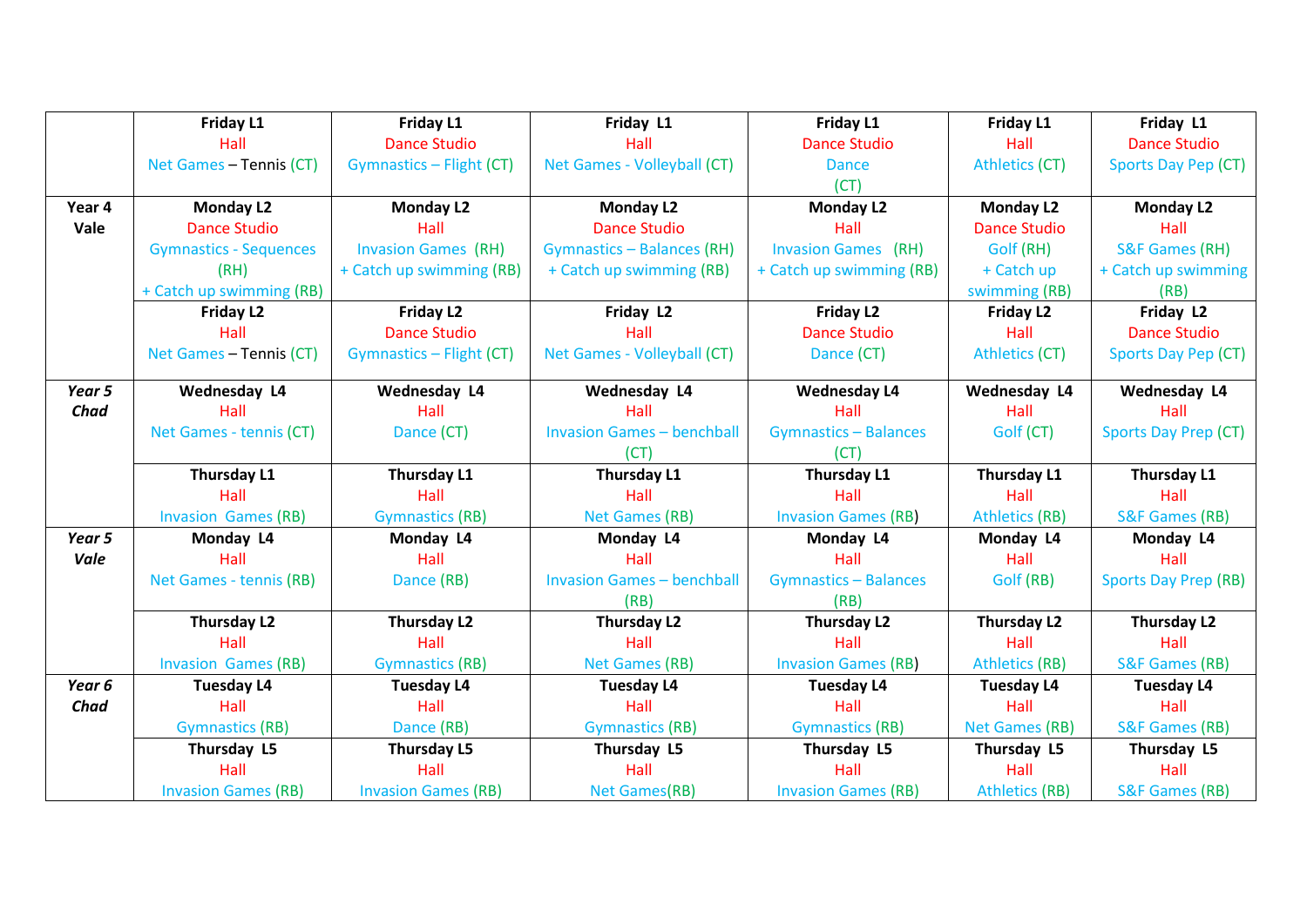| | | | | | | |
|---|---|---|---|---|---|---|
| | **Friday L1** Hall Net Games – Tennis (CT) | **Friday L1** Dance Studio Gymnastics – Flight (CT) | **Friday L1** Hall Net Games - Volleyball (CT) | **Friday L1** Dance Studio Dance (CT) | **Friday L1** Hall Athletics (CT) | **Friday L1** Dance Studio Sports Day Pep (CT) |
| **Year 4 Vale** | **Monday L2** Dance Studio Gymnastics - Sequences (RH) + Catch up swimming (RB) | **Monday L2** Hall Invasion Games (RH) + Catch up swimming (RB) | **Monday L2** Dance Studio Gymnastics – Balances (RH) + Catch up swimming (RB) | **Monday L2** Hall Invasion Games (RH) + Catch up swimming (RB) | **Monday L2** Dance Studio Golf (RH) + Catch up swimming (RB) | **Monday L2** Hall S&F Games (RH) + Catch up swimming (RB) |
| | **Friday L2** Hall Net Games – Tennis (CT) | **Friday L2** Dance Studio Gymnastics – Flight (CT) | **Friday L2** Hall Net Games - Volleyball (CT) | **Friday L2** Dance Studio Dance (CT) | **Friday L2** Hall Athletics (CT) | **Friday L2** Dance Studio Sports Day Pep (CT) |
| ***Year 5 Chad*** | **Wednesday L4** Hall Net Games - tennis (CT) | **Wednesday L4** Hall Dance (CT) | **Wednesday L4** Hall Invasion Games – benchball (CT) | **Wednesday L4** Hall Gymnastics – Balances (CT) | **Wednesday L4** Hall Golf (CT) | **Wednesday L4** Hall Sports Day Prep (CT) |
| | **Thursday L1** Hall Invasion Games (RB) | **Thursday L1** Hall Gymnastics (RB) | **Thursday L1** Hall Net Games (RB) | **Thursday L1** Hall Invasion Games (RB) | **Thursday L1** Hall Athletics (RB) | **Thursday L1** Hall S&F Games (RB) |
| ***Year 5 Vale*** | **Monday L4** Hall Net Games - tennis (RB) | **Monday L4** Hall Dance (RB) | **Monday L4** Hall Invasion Games – benchball (RB) | **Monday L4** Hall Gymnastics – Balances (RB) | **Monday L4** Hall Golf (RB) | **Monday L4** Hall Sports Day Prep (RB) |
| | **Thursday L2** Hall Invasion Games (RB) | **Thursday L2** Hall Gymnastics (RB) | **Thursday L2** Hall Net Games (RB) | **Thursday L2** Hall Invasion Games (RB) | **Thursday L2** Hall Athletics (RB) | **Thursday L2** Hall S&F Games (RB) |
| ***Year 6 Chad*** | **Tuesday L4** Hall Gymnastics (RB) | **Tuesday L4** Hall Dance (RB) | **Tuesday L4** Hall Gymnastics (RB) | **Tuesday L4** Hall Gymnastics (RB) | **Tuesday L4** Hall Net Games (RB) | **Tuesday L4** Hall S&F Games (RB) |
| | **Thursday L5** Hall Invasion Games (RB) | **Thursday L5** Hall Invasion Games (RB) | **Thursday L5** Hall Net Games(RB) | **Thursday L5** Hall Invasion Games (RB) | **Thursday L5** Hall Athletics (RB) | **Thursday L5** Hall S&F Games (RB) |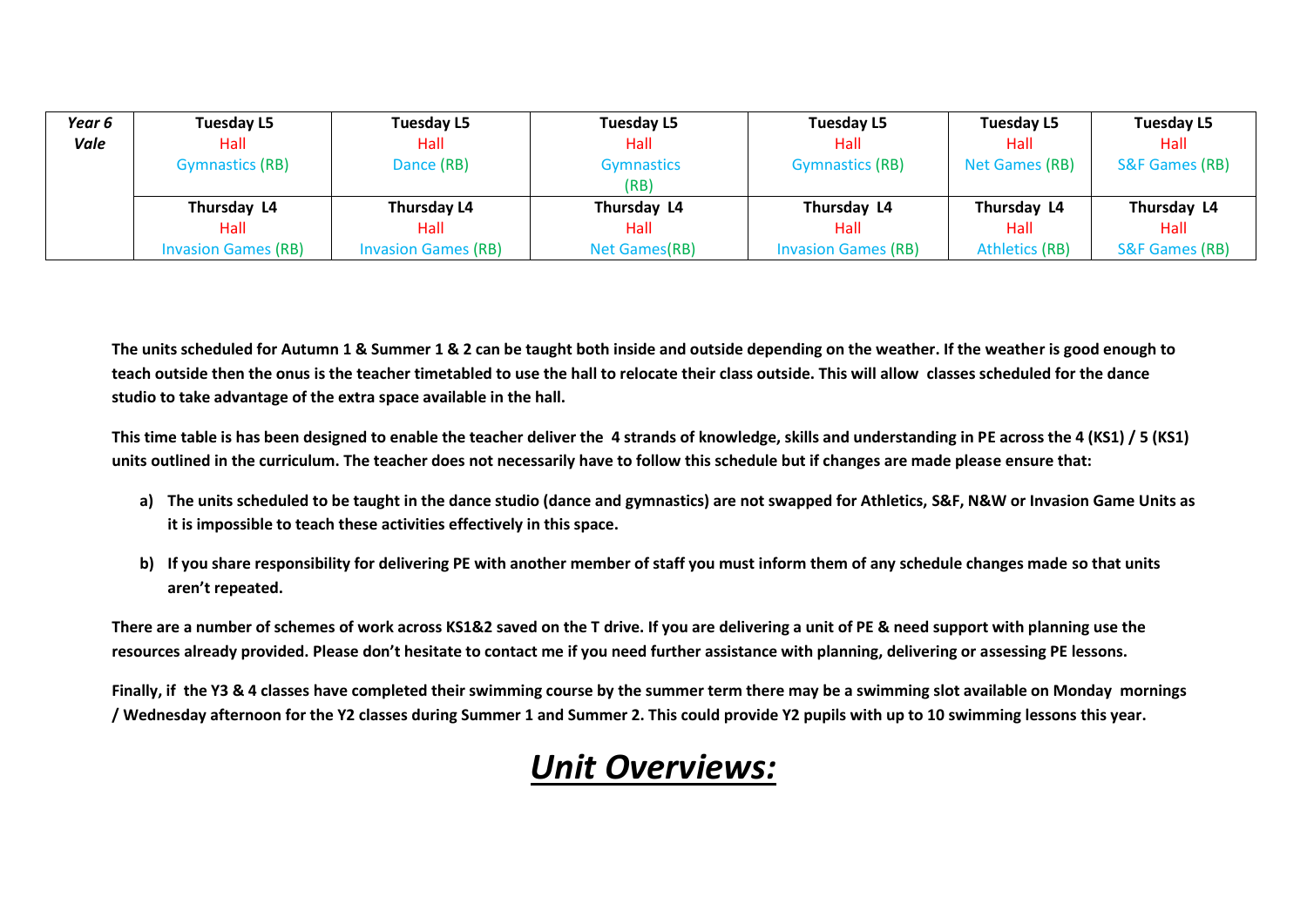| *Year 6 Vale* | **Tuesday L5** Hall Gymnastics (RB) | **Tuesday L5** Hall Dance (RB) | **Tuesday L5** Hall Gymnastics (RB) | **Tuesday L5** Hall Gymnastics (RB) | **Tuesday L5** Hall Net Games (RB) | **Tuesday L5** Hall S&F Games (RB) |
|---|---|---|---|---|---|---|
| | **Thursday L4** Hall Invasion Games (RB) | **Thursday L4** Hall Invasion Games (RB) | **Thursday L4** Hall Net Games(RB) | **Thursday L4** Hall Invasion Games (RB) | **Thursday L4** Hall Athletics (RB) | **Thursday L4** Hall S&F Games (RB) |

**The units scheduled for Autumn 1 & Summer 1 & 2 can be taught both inside and outside depending on the weather. If the weather is good enough to teach outside then the onus is the teacher timetabled to use the hall to relocate their class outside. This will allow classes scheduled for the dance studio to take advantage of the extra space available in the hall.**

**This time table is has been designed to enable the teacher deliver the 4 strands of knowledge, skills and understanding in PE across the 4 (KS1) / 5 (KS1) units outlined in the curriculum. The teacher does not necessarily have to follow this schedule but if changes are made please ensure that:**

a) **The units scheduled to be taught in the dance studio (dance and gymnastics) are not swapped for Athletics, S&F, N&W or Invasion Game Units as it is impossible to teach these activities effectively in this space.**

b) **If you share responsibility for delivering PE with another member of staff you must inform them of any schedule changes made so that units aren't repeated.**

**There are a number of schemes of work across KS1&2 saved on the T drive. If you are delivering a unit of PE & need support with planning use the resources already provided. Please don't hesitate to contact me if you need further assistance with planning, delivering or assessing PE lessons.**

**Finally, if the Y3 & 4 classes have completed their swimming course by the summer term there may be a swimming slot available on Monday mornings / Wednesday afternoon for the Y2 classes during Summer 1 and Summer 2. This could provide Y2 pupils with up to 10 swimming lessons this year.**

# ***Unit Overviews:***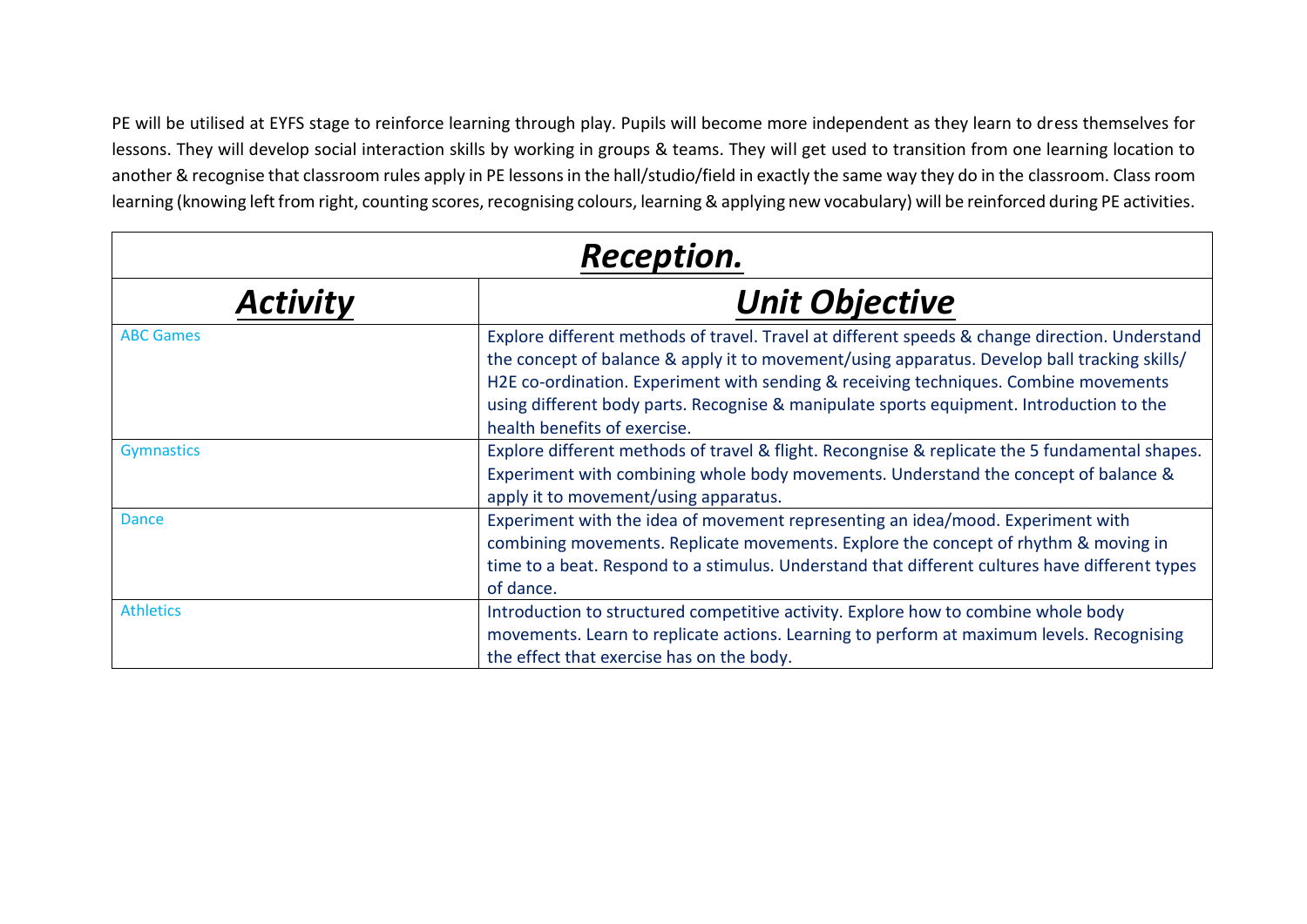PE will be utilised at EYFS stage to reinforce learning through play. Pupils will become more independent as they learn to dress themselves for lessons. They will develop social interaction skills by working in groups & teams. They will get used to transition from one learning location to another & recognise that classroom rules apply in PE lessons in the hall/studio/field in exactly the same way they do in the classroom. Class room learning (knowing left from right, counting scores, recognising colours, learning & applying new vocabulary) will be reinforced during PE activities.

| ***Reception.*** | |
|---|---|
| ***Activity*** | ***Unit Objective*** |
| ABC Games | Explore different methods of travel. Travel at different speeds & change direction. Understand the concept of balance & apply it to movement/using apparatus. Develop ball tracking skills/ H2E co-ordination. Experiment with sending & receiving techniques. Combine movements using different body parts. Recognise & manipulate sports equipment. Introduction to the health benefits of exercise. |
| Gymnastics | Explore different methods of travel & flight. Recongnise & replicate the 5 fundamental shapes. Experiment with combining whole body movements. Understand the concept of balance & apply it to movement/using apparatus. |
| Dance | Experiment with the idea of movement representing an idea/mood. Experiment with combining movements. Replicate movements. Explore the concept of rhythm & moving in time to a beat. Respond to a stimulus. Understand that different cultures have different types of dance. |
| Athletics | Introduction to structured competitive activity. Explore how to combine whole body movements. Learn to replicate actions. Learning to perform at maximum levels. Recognising the effect that exercise has on the body. |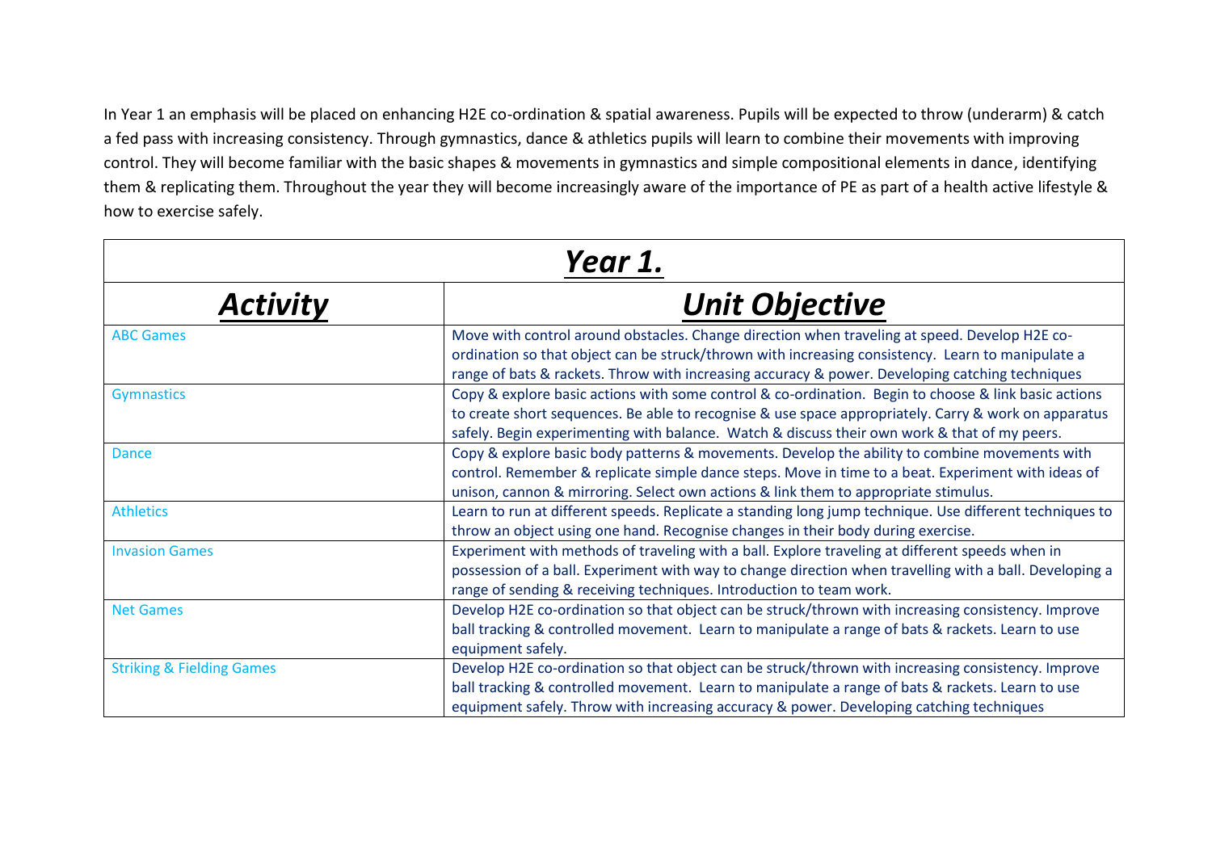In Year 1 an emphasis will be placed on enhancing H2E co-ordination & spatial awareness. Pupils will be expected to throw (underarm) & catch a fed pass with increasing consistency. Through gymnastics, dance & athletics pupils will learn to combine their movements with improving control. They will become familiar with the basic shapes & movements in gymnastics and simple compositional elements in dance, identifying them & replicating them. Throughout the year they will become increasingly aware of the importance of PE as part of a health active lifestyle & how to exercise safely.

| ***Year 1.*** | |
|---|---|
| ***Activity*** | ***Unit Objective*** |
| ABC Games | Move with control around obstacles. Change direction when traveling at speed. Develop H2E co-ordination so that object can be struck/thrown with increasing consistency. Learn to manipulate a range of bats & rackets. Throw with increasing accuracy & power. Developing catching techniques |
| Gymnastics | Copy & explore basic actions with some control & co-ordination. Begin to choose & link basic actions to create short sequences. Be able to recognise & use space appropriately. Carry & work on apparatus safely. Begin experimenting with balance. Watch & discuss their own work & that of my peers. |
| Dance | Copy & explore basic body patterns & movements. Develop the ability to combine movements with control. Remember & replicate simple dance steps. Move in time to a beat. Experiment with ideas of unison, cannon & mirroring. Select own actions & link them to appropriate stimulus. |
| Athletics | Learn to run at different speeds. Replicate a standing long jump technique. Use different techniques to throw an object using one hand. Recognise changes in their body during exercise. |
| Invasion Games | Experiment with methods of traveling with a ball. Explore traveling at different speeds when in possession of a ball. Experiment with way to change direction when travelling with a ball. Developing a range of sending & receiving techniques. Introduction to team work. |
| Net Games | Develop H2E co-ordination so that object can be struck/thrown with increasing consistency. Improve ball tracking & controlled movement. Learn to manipulate a range of bats & rackets. Learn to use equipment safely. |
| Striking & Fielding Games | Develop H2E co-ordination so that object can be struck/thrown with increasing consistency. Improve ball tracking & controlled movement. Learn to manipulate a range of bats & rackets. Learn to use equipment safely. Throw with increasing accuracy & power. Developing catching techniques |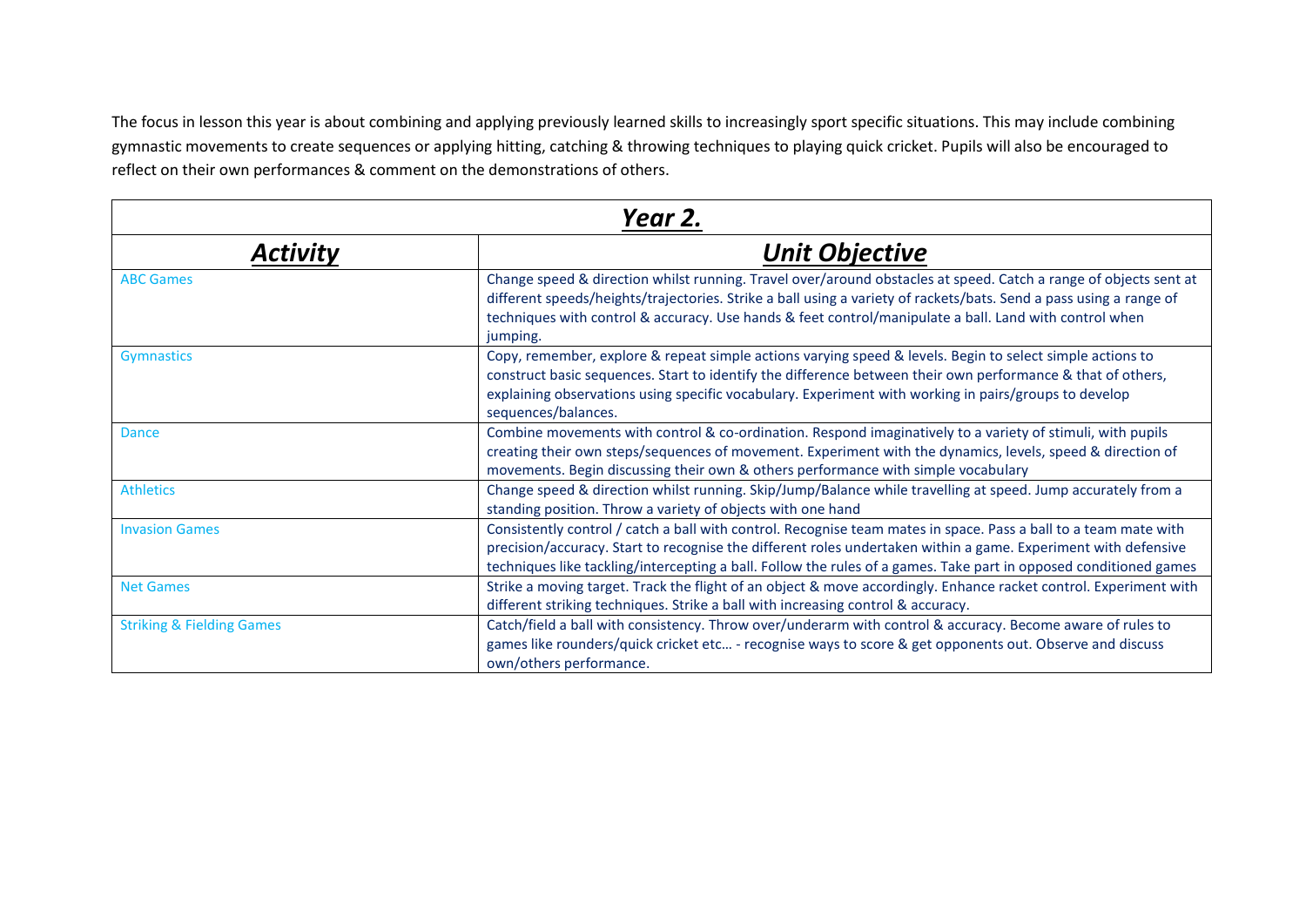The focus in lesson this year is about combining and applying previously learned skills to increasingly sport specific situations. This may include combining gymnastic movements to create sequences or applying hitting, catching & throwing techniques to playing quick cricket. Pupils will also be encouraged to reflect on their own performances & comment on the demonstrations of others.

| ***Year 2.*** | |
|---|---|
| ***Activity*** | ***Unit Objective*** |
| ABC Games | Change speed & direction whilst running. Travel over/around obstacles at speed. Catch a range of objects sent at different speeds/heights/trajectories. Strike a ball using a variety of rackets/bats. Send a pass using a range of techniques with control & accuracy. Use hands & feet control/manipulate a ball. Land with control when jumping. |
| Gymnastics | Copy, remember, explore & repeat simple actions varying speed & levels. Begin to select simple actions to construct basic sequences. Start to identify the difference between their own performance & that of others, explaining observations using specific vocabulary. Experiment with working in pairs/groups to develop sequences/balances. |
| Dance | Combine movements with control & co-ordination. Respond imaginatively to a variety of stimuli, with pupils creating their own steps/sequences of movement. Experiment with the dynamics, levels, speed & direction of movements. Begin discussing their own & others performance with simple vocabulary |
| Athletics | Change speed & direction whilst running. Skip/Jump/Balance while travelling at speed. Jump accurately from a standing position. Throw a variety of objects with one hand |
| Invasion Games | Consistently control / catch a ball with control. Recognise team mates in space. Pass a ball to a team mate with precision/accuracy. Start to recognise the different roles undertaken within a game. Experiment with defensive techniques like tackling/intercepting a ball. Follow the rules of a games. Take part in opposed conditioned games |
| Net Games | Strike a moving target. Track the flight of an object & move accordingly. Enhance racket control. Experiment with different striking techniques. Strike a ball with increasing control & accuracy. |
| Striking & Fielding Games | Catch/field a ball with consistency. Throw over/underarm with control & accuracy. Become aware of rules to games like rounders/quick cricket etc… - recognise ways to score & get opponents out. Observe and discuss own/others performance. |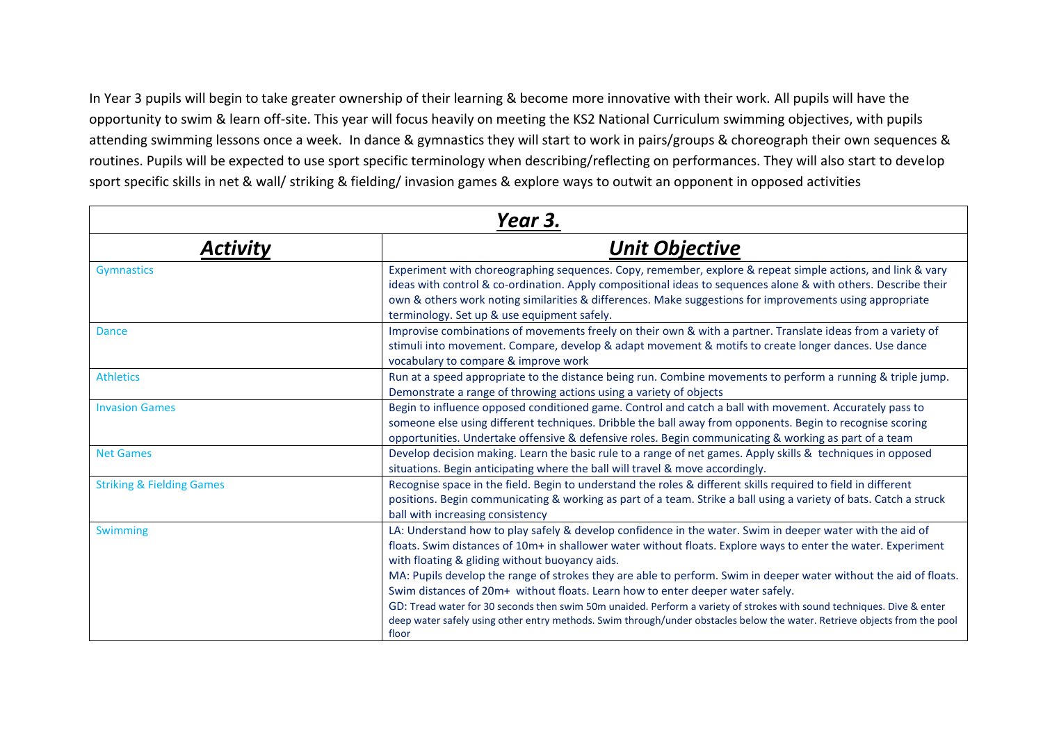In Year 3 pupils will begin to take greater ownership of their learning & become more innovative with their work. All pupils will have the opportunity to swim & learn off-site. This year will focus heavily on meeting the KS2 National Curriculum swimming objectives, with pupils attending swimming lessons once a week. In dance & gymnastics they will start to work in pairs/groups & choreograph their own sequences & routines. Pupils will be expected to use sport specific terminology when describing/reflecting on performances. They will also start to develop sport specific skills in net & wall/ striking & fielding/ invasion games & explore ways to outwit an opponent in opposed activities

| ***Year 3.*** | |
|---|---|
| ***Activity*** | ***Unit Objective*** |
| Gymnastics | Experiment with choreographing sequences. Copy, remember, explore & repeat simple actions, and link & vary ideas with control & co-ordination. Apply compositional ideas to sequences alone & with others. Describe their own & others work noting similarities & differences. Make suggestions for improvements using appropriate terminology. Set up & use equipment safely. |
| Dance | Improvise combinations of movements freely on their own & with a partner. Translate ideas from a variety of stimuli into movement. Compare, develop & adapt movement & motifs to create longer dances. Use dance vocabulary to compare & improve work |
| Athletics | Run at a speed appropriate to the distance being run. Combine movements to perform a running & triple jump. Demonstrate a range of throwing actions using a variety of objects |
| Invasion Games | Begin to influence opposed conditioned game. Control and catch a ball with movement. Accurately pass to someone else using different techniques. Dribble the ball away from opponents. Begin to recognise scoring opportunities. Undertake offensive & defensive roles. Begin communicating & working as part of a team |
| Net Games | Develop decision making. Learn the basic rule to a range of net games. Apply skills & techniques in opposed situations. Begin anticipating where the ball will travel & move accordingly. |
| Striking & Fielding Games | Recognise space in the field. Begin to understand the roles & different skills required to field in different positions. Begin communicating & working as part of a team. Strike a ball using a variety of bats. Catch a struck ball with increasing consistency |
| Swimming | LA: Understand how to play safely & develop confidence in the water. Swim in deeper water with the aid of floats. Swim distances of 10m+ in shallower water without floats. Explore ways to enter the water. Experiment with floating & gliding without buoyancy aids.<br>MA: Pupils develop the range of strokes they are able to perform. Swim in deeper water without the aid of floats. Swim distances of 20m+ without floats. Learn how to enter deeper water safely.<br>GD: Tread water for 30 seconds then swim 50m unaided. Perform a variety of strokes with sound techniques. Dive & enter deep water safely using other entry methods. Swim through/under obstacles below the water. Retrieve objects from the pool floor |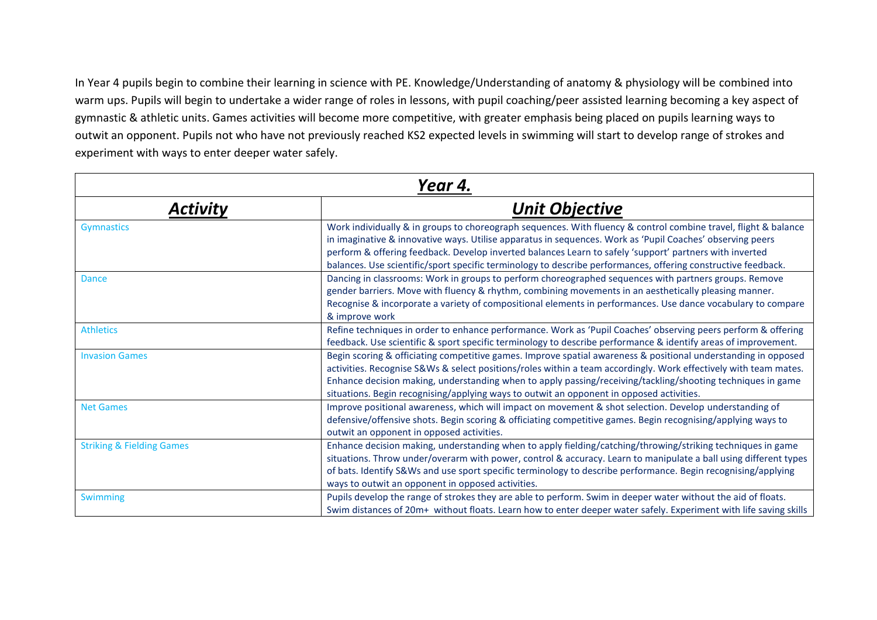In Year 4 pupils begin to combine their learning in science with PE. Knowledge/Understanding of anatomy & physiology will be combined into warm ups. Pupils will begin to undertake a wider range of roles in lessons, with pupil coaching/peer assisted learning becoming a key aspect of gymnastic & athletic units. Games activities will become more competitive, with greater emphasis being placed on pupils learning ways to outwit an opponent. Pupils not who have not previously reached KS2 expected levels in swimming will start to develop range of strokes and experiment with ways to enter deeper water safely.

| ***Year 4.*** | |
|---|---|
| ***Activity*** | ***Unit Objective*** |
| Gymnastics | Work individually & in groups to choreograph sequences. With fluency & control combine travel, flight & balance in imaginative & innovative ways. Utilise apparatus in sequences. Work as 'Pupil Coaches' observing peers perform & offering feedback. Develop inverted balances Learn to safely 'support' partners with inverted balances. Use scientific/sport specific terminology to describe performances, offering constructive feedback. |
| Dance | Dancing in classrooms: Work in groups to perform choreographed sequences with partners groups. Remove gender barriers. Move with fluency & rhythm, combining movements in an aesthetically pleasing manner. Recognise & incorporate a variety of compositional elements in performances. Use dance vocabulary to compare & improve work |
| Athletics | Refine techniques in order to enhance performance. Work as 'Pupil Coaches' observing peers perform & offering feedback. Use scientific & sport specific terminology to describe performance & identify areas of improvement. |
| Invasion Games | Begin scoring & officiating competitive games. Improve spatial awareness & positional understanding in opposed activities. Recognise S&Ws & select positions/roles within a team accordingly. Work effectively with team mates. Enhance decision making, understanding when to apply passing/receiving/tackling/shooting techniques in game situations. Begin recognising/applying ways to outwit an opponent in opposed activities. |
| Net Games | Improve positional awareness, which will impact on movement & shot selection. Develop understanding of defensive/offensive shots. Begin scoring & officiating competitive games. Begin recognising/applying ways to outwit an opponent in opposed activities. |
| Striking & Fielding Games | Enhance decision making, understanding when to apply fielding/catching/throwing/striking techniques in game situations. Throw under/overarm with power, control & accuracy. Learn to manipulate a ball using different types of bats. Identify S&Ws and use sport specific terminology to describe performance. Begin recognising/applying ways to outwit an opponent in opposed activities. |
| Swimming | Pupils develop the range of strokes they are able to perform. Swim in deeper water without the aid of floats. Swim distances of 20m+ without floats. Learn how to enter deeper water safely. Experiment with life saving skills |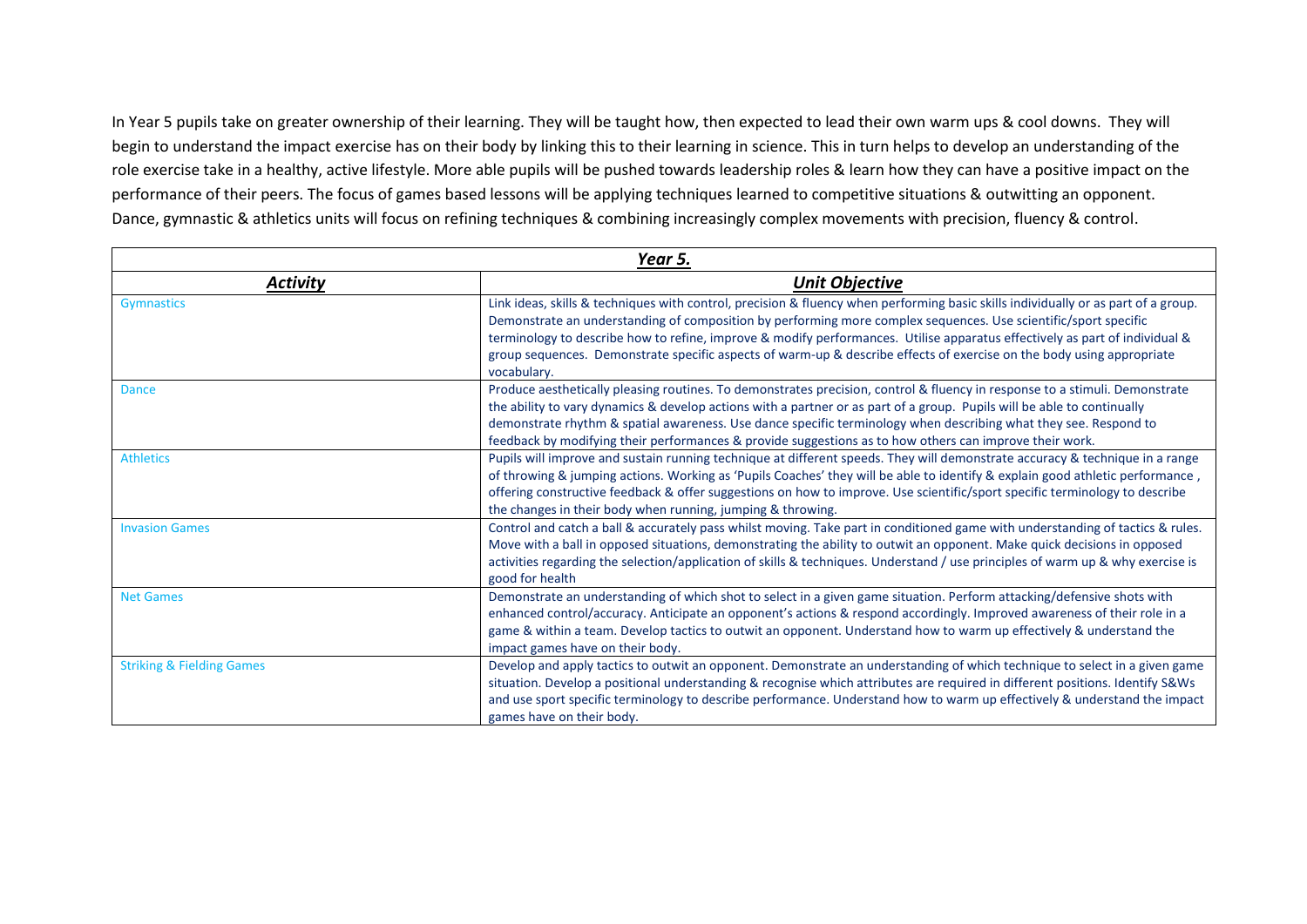In Year 5 pupils take on greater ownership of their learning. They will be taught how, then expected to lead their own warm ups & cool downs. They will begin to understand the impact exercise has on their body by linking this to their learning in science. This in turn helps to develop an understanding of the role exercise take in a healthy, active lifestyle. More able pupils will be pushed towards leadership roles & learn how they can have a positive impact on the performance of their peers. The focus of games based lessons will be applying techniques learned to competitive situations & outwitting an opponent. Dance, gymnastic & athletics units will focus on refining techniques & combining increasingly complex movements with precision, fluency & control.

| ***Year 5.*** | |
|---|---|
| ***Activity*** | ***Unit Objective*** |
| Gymnastics | Link ideas, skills & techniques with control, precision & fluency when performing basic skills individually or as part of a group. Demonstrate an understanding of composition by performing more complex sequences. Use scientific/sport specific terminology to describe how to refine, improve & modify performances. Utilise apparatus effectively as part of individual & group sequences. Demonstrate specific aspects of warm-up & describe effects of exercise on the body using appropriate vocabulary. |
| Dance | Produce aesthetically pleasing routines. To demonstrates precision, control & fluency in response to a stimuli. Demonstrate the ability to vary dynamics & develop actions with a partner or as part of a group. Pupils will be able to continually demonstrate rhythm & spatial awareness. Use dance specific terminology when describing what they see. Respond to feedback by modifying their performances & provide suggestions as to how others can improve their work. |
| Athletics | Pupils will improve and sustain running technique at different speeds. They will demonstrate accuracy & technique in a range of throwing & jumping actions. Working as 'Pupils Coaches' they will be able to identify & explain good athletic performance, offering constructive feedback & offer suggestions on how to improve. Use scientific/sport specific terminology to describe the changes in their body when running, jumping & throwing. |
| Invasion Games | Control and catch a ball & accurately pass whilst moving. Take part in conditioned game with understanding of tactics & rules. Move with a ball in opposed situations, demonstrating the ability to outwit an opponent. Make quick decisions in opposed activities regarding the selection/application of skills & techniques. Understand / use principles of warm up & why exercise is good for health |
| Net Games | Demonstrate an understanding of which shot to select in a given game situation. Perform attacking/defensive shots with enhanced control/accuracy. Anticipate an opponent's actions & respond accordingly. Improved awareness of their role in a game & within a team. Develop tactics to outwit an opponent. Understand how to warm up effectively & understand the impact games have on their body. |
| Striking & Fielding Games | Develop and apply tactics to outwit an opponent. Demonstrate an understanding of which technique to select in a given game situation. Develop a positional understanding & recognise which attributes are required in different positions. Identify S&Ws and use sport specific terminology to describe performance. Understand how to warm up effectively & understand the impact games have on their body. |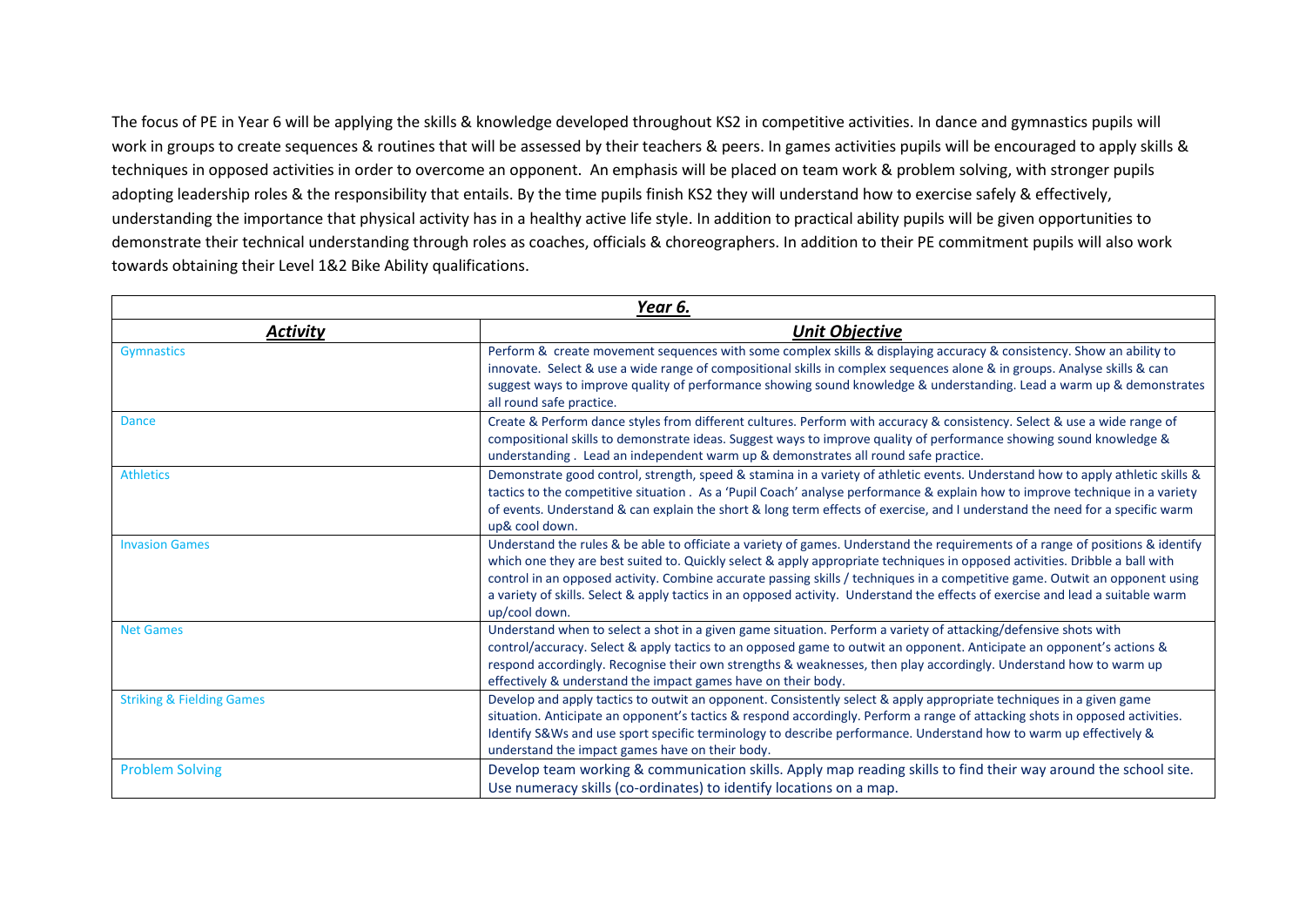The focus of PE in Year 6 will be applying the skills & knowledge developed throughout KS2 in competitive activities. In dance and gymnastics pupils will work in groups to create sequences & routines that will be assessed by their teachers & peers. In games activities pupils will be encouraged to apply skills & techniques in opposed activities in order to overcome an opponent. An emphasis will be placed on team work & problem solving, with stronger pupils adopting leadership roles & the responsibility that entails. By the time pupils finish KS2 they will understand how to exercise safely & effectively, understanding the importance that physical activity has in a healthy active life style. In addition to practical ability pupils will be given opportunities to demonstrate their technical understanding through roles as coaches, officials & choreographers. In addition to their PE commitment pupils will also work towards obtaining their Level 1&2 Bike Ability qualifications.

| ***Year 6.*** | |
|---|---|
| ***Activity*** | ***Unit Objective*** |
| Gymnastics | Perform & create movement sequences with some complex skills & displaying accuracy & consistency. Show an ability to innovate. Select & use a wide range of compositional skills in complex sequences alone & in groups. Analyse skills & can suggest ways to improve quality of performance showing sound knowledge & understanding. Lead a warm up & demonstrates all round safe practice. |
| Dance | Create & Perform dance styles from different cultures. Perform with accuracy & consistency. Select & use a wide range of compositional skills to demonstrate ideas. Suggest ways to improve quality of performance showing sound knowledge & understanding . Lead an independent warm up & demonstrates all round safe practice. |
| Athletics | Demonstrate good control, strength, speed & stamina in a variety of athletic events. Understand how to apply athletic skills & tactics to the competitive situation . As a 'Pupil Coach' analyse performance & explain how to improve technique in a variety of events. Understand & can explain the short & long term effects of exercise, and I understand the need for a specific warm up& cool down. |
| Invasion Games | Understand the rules & be able to officiate a variety of games. Understand the requirements of a range of positions & identify which one they are best suited to. Quickly select & apply appropriate techniques in opposed activities. Dribble a ball with control in an opposed activity. Combine accurate passing skills / techniques in a competitive game. Outwit an opponent using a variety of skills. Select & apply tactics in an opposed activity. Understand the effects of exercise and lead a suitable warm up/cool down. |
| Net Games | Understand when to select a shot in a given game situation. Perform a variety of attacking/defensive shots with control/accuracy. Select & apply tactics to an opposed game to outwit an opponent. Anticipate an opponent's actions & respond accordingly. Recognise their own strengths & weaknesses, then play accordingly. Understand how to warm up effectively & understand the impact games have on their body. |
| Striking & Fielding Games | Develop and apply tactics to outwit an opponent. Consistently select & apply appropriate techniques in a given game situation. Anticipate an opponent's tactics & respond accordingly. Perform a range of attacking shots in opposed activities. Identify S&Ws and use sport specific terminology to describe performance. Understand how to warm up effectively & understand the impact games have on their body. |
| Problem Solving | Develop team working & communication skills. Apply map reading skills to find their way around the school site. Use numeracy skills (co-ordinates) to identify locations on a map. |